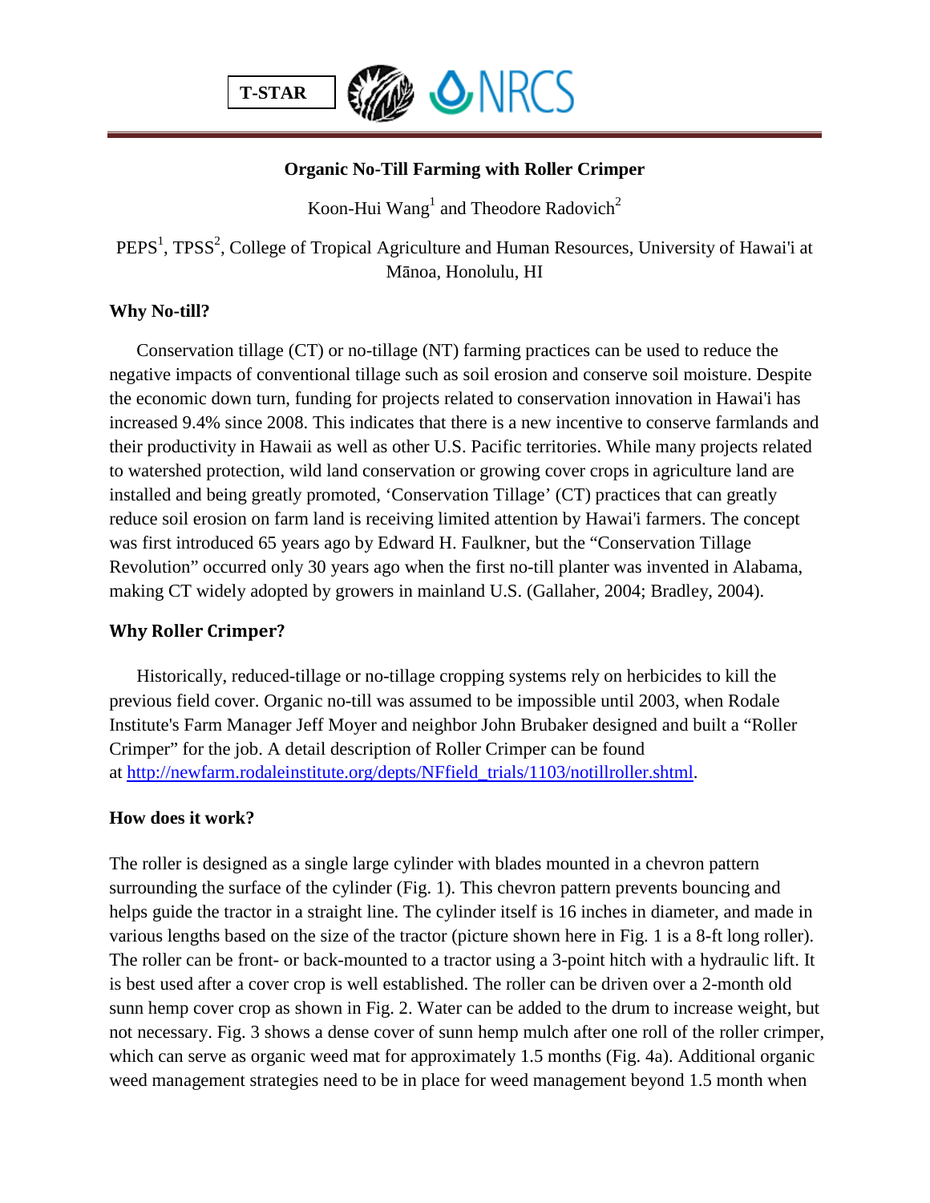T-STAR

NRCS

# Organic No-Till Farming with Roller Crimper

Koon-Hui Wang[1] and Theodore Radovich[2]

PEPS[1], TPSS[2], College of Tropical Agriculture and Human Resources, University of Hawai'i at Mānoa, Honolulu, HI

## Why No-till?

Conservation tillage (CT) or no-tillage (NT) farming practices can be used to reduce the negative impacts of conventional tillage such as soil erosion and conserve soil moisture. Despite the economic down turn, funding for projects related to conservation innovation in Hawai'i has increased 9.4% since 2008. This indicates that there is a new incentive to conserve farmlands and their productivity in Hawaii as well as other U.S. Pacific territories. While many projects related to watershed protection, wild land conservation or growing cover crops in agriculture land are installed and being greatly promoted, 'Conservation Tillage' (CT) practices that can greatly reduce soil erosion on farm land is receiving limited attention by Hawai'i farmers. The concept was first introduced 65 years ago by Edward H. Faulkner, but the "Conservation Tillage Revolution" occurred only 30 years ago when the first no-till planter was invented in Alabama, making CT widely adopted by growers in mainland U.S. (Gallaher, 2004; Bradley, 2004).

## Why Roller Crimper?

Historically, reduced-tillage or no-tillage cropping systems rely on herbicides to kill the previous field cover. Organic no-till was assumed to be impossible until 2003, when Rodale Institute's Farm Manager Jeff Moyer and neighbor John Brubaker designed and built a "Roller Crimper" for the job. A detail description of Roller Crimper can be found at http://newfarm.rodaleinstitute.org/depts/NFfield_trials/1103/notillroller.shtml.

## How does it work?

The roller is designed as a single large cylinder with blades mounted in a chevron pattern surrounding the surface of the cylinder (Fig. 1). This chevron pattern prevents bouncing and helps guide the tractor in a straight line. The cylinder itself is 16 inches in diameter, and made in various lengths based on the size of the tractor (picture shown here in Fig. 1 is a 8-ft long roller). The roller can be front- or back-mounted to a tractor using a 3-point hitch with a hydraulic lift. It is best used after a cover crop is well established. The roller can be driven over a 2-month old sunn hemp cover crop as shown in Fig. 2. Water can be added to the drum to increase weight, but not necessary. Fig. 3 shows a dense cover of sunn hemp mulch after one roll of the roller crimper, which can serve as organic weed mat for approximately 1.5 months (Fig. 4a). Additional organic weed management strategies need to be in place for weed management beyond 1.5 month when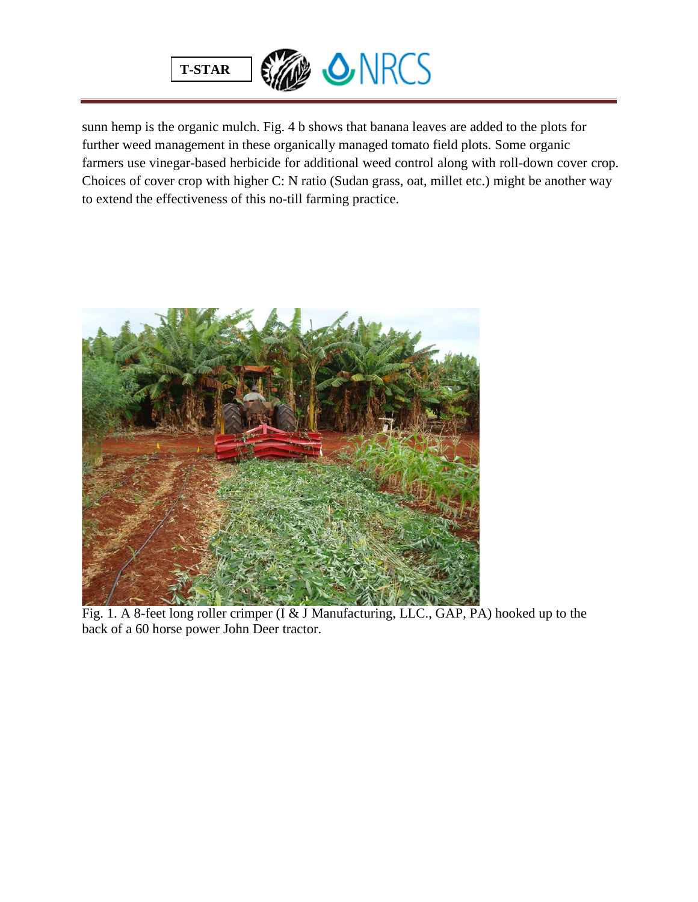sunn hemp is the organic mulch. Fig. 4 b shows that banana leaves are added to the plots for further weed management in these organically managed tomato field plots. Some organic farmers use vinegar-based herbicide for additional weed control along with roll-down cover crop. Choices of cover crop with higher C: N ratio (Sudan grass, oat, millet etc.) might be another way to extend the effectiveness of this no-till farming practice.

Fig. 1. A 8-feet long roller crimper (I & J Manufacturing, LLC., GAP, PA) hooked up to the back of a 60 horse power John Deer tractor.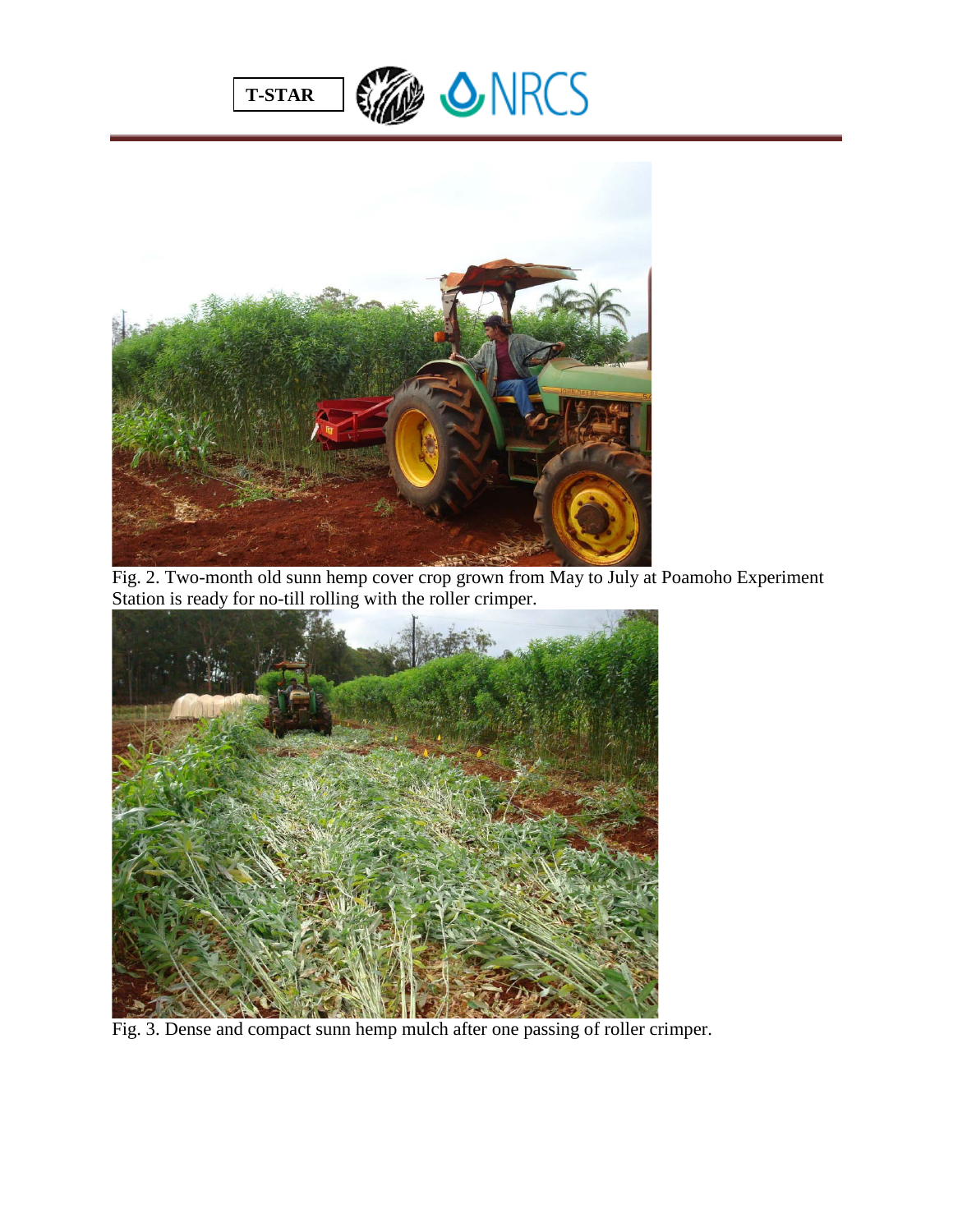Fig. 2. Two-month old sunn hemp cover crop grown from May to July at Poamoho Experiment Station is ready for no-till rolling with the roller crimper.

Fig. 3. Dense and compact sunn hemp mulch after one passing of roller crimper.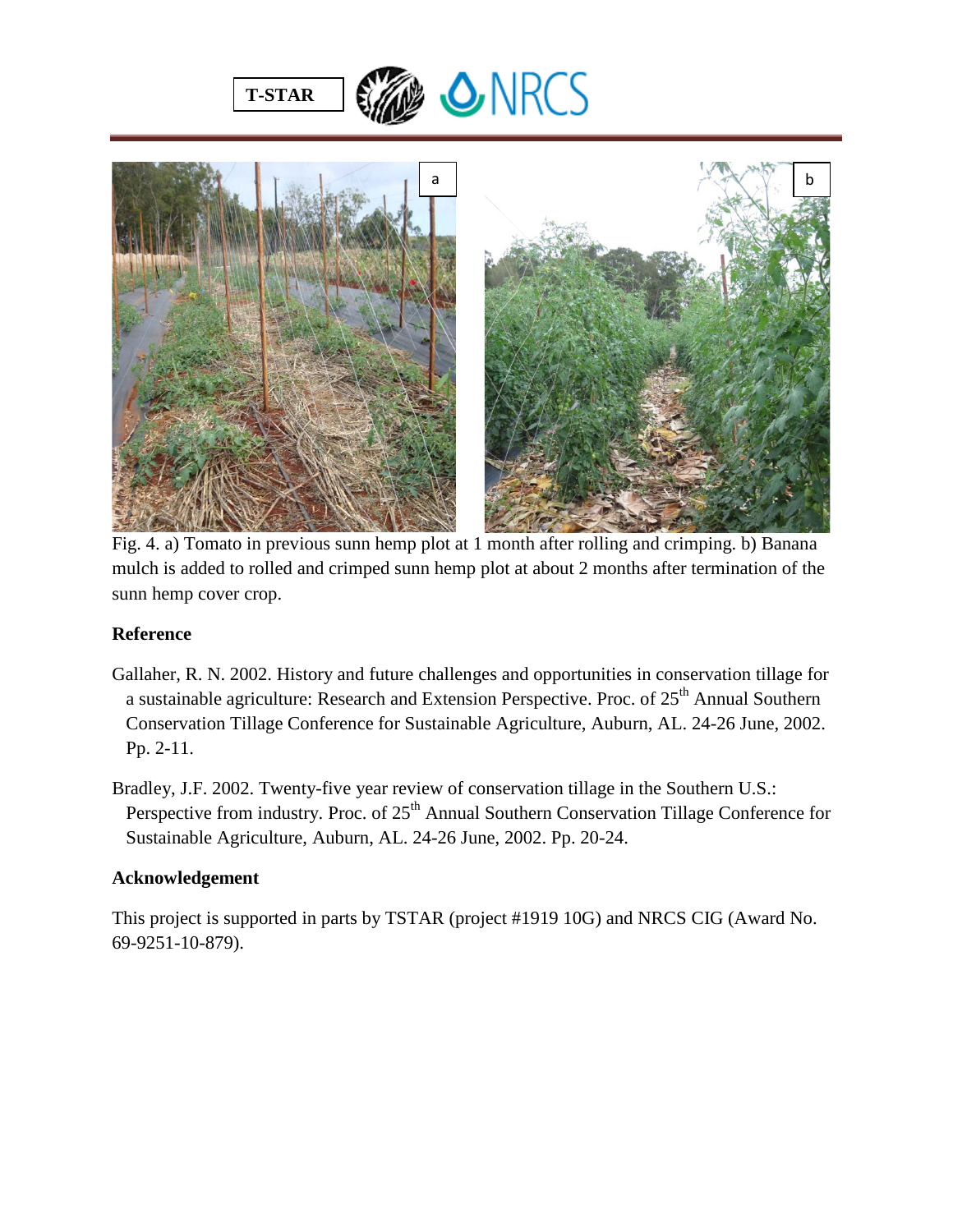Fig. 4. a) Tomato in previous sunn hemp plot at 1 month after rolling and crimping. b) Banana mulch is added to rolled and crimped sunn hemp plot at about 2 months after termination of the sunn hemp cover crop.

**Reference**

Gallaher, R. N. 2002. History and future challenges and opportunities in conservation tillage for a sustainable agriculture: Research and Extension Perspective. Proc. of 25th Annual Southern Conservation Tillage Conference for Sustainable Agriculture, Auburn, AL. 24-26 June, 2002. Pp. 2-11.

Bradley, J.F. 2002. Twenty-five year review of conservation tillage in the Southern U.S.: Perspective from industry. Proc. of 25th Annual Southern Conservation Tillage Conference for Sustainable Agriculture, Auburn, AL. 24-26 June, 2002. Pp. 20-24.

**Acknowledgement**

This project is supported in parts by TSTAR (project #1919 10G) and NRCS CIG (Award No. 69-9251-10-879).